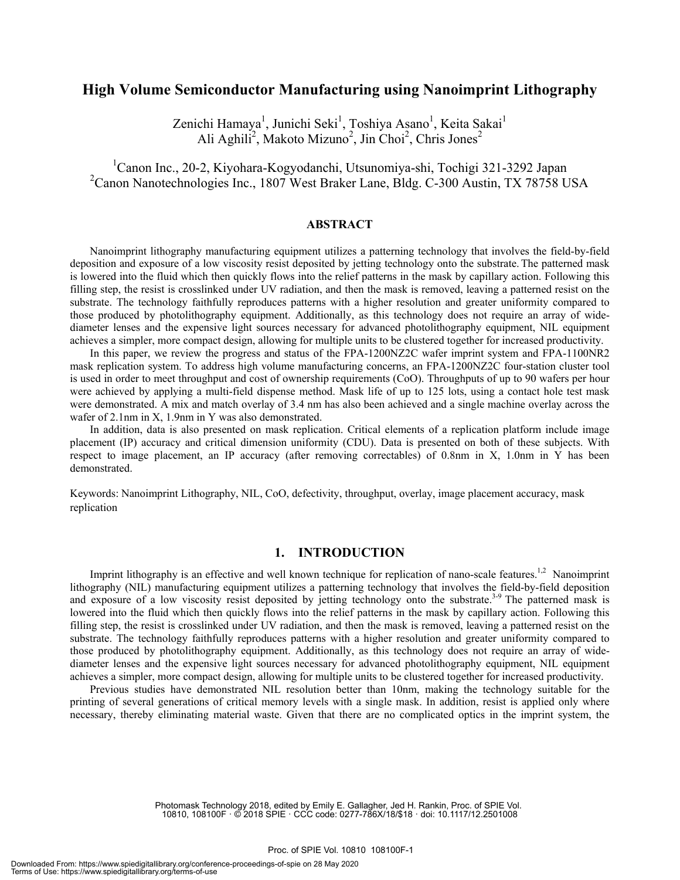# High Volume Semiconductor Manufacturing using Nanoimprint Lithography

Zenichi Hamaya[1], Junichi Seki[1], Toshiya Asano[1], Keita Sakai[1]
Ali Aghili[2], Makoto Mizuno[2], Jin Choi[2], Chris Jones[2]

[1]Canon Inc., 20-2, Kiyohara-Kogyodanchi, Utsunomiya-shi, Tochigi 321-3292 Japan
[2]Canon Nanotechnologies Inc., 1807 West Braker Lane, Bldg. C-300 Austin, TX 78758 USA

## ABSTRACT

Nanoimprint lithography manufacturing equipment utilizes a patterning technology that involves the field-by-field deposition and exposure of a low viscosity resist deposited by jetting technology onto the substrate. The patterned mask is lowered into the fluid which then quickly flows into the relief patterns in the mask by capillary action. Following this filling step, the resist is crosslinked under UV radiation, and then the mask is removed, leaving a patterned resist on the substrate. The technology faithfully reproduces patterns with a higher resolution and greater uniformity compared to those produced by photolithography equipment. Additionally, as this technology does not require an array of wide-diameter lenses and the expensive light sources necessary for advanced photolithography equipment, NIL equipment achieves a simpler, more compact design, allowing for multiple units to be clustered together for increased productivity.

In this paper, we review the progress and status of the FPA-1200NZ2C wafer imprint system and FPA-1100NR2 mask replication system. To address high volume manufacturing concerns, an FPA-1200NZ2C four-station cluster tool is used in order to meet throughput and cost of ownership requirements (CoO). Throughputs of up to 90 wafers per hour were achieved by applying a multi-field dispense method. Mask life of up to 125 lots, using a contact hole test mask were demonstrated. A mix and match overlay of 3.4 nm has also been achieved and a single machine overlay across the wafer of 2.1nm in X, 1.9nm in Y was also demonstrated.

In addition, data is also presented on mask replication. Critical elements of a replication platform include image placement (IP) accuracy and critical dimension uniformity (CDU). Data is presented on both of these subjects. With respect to image placement, an IP accuracy (after removing correctables) of 0.8nm in X, 1.0nm in Y has been demonstrated.

Keywords: Nanoimprint Lithography, NIL, CoO, defectivity, throughput, overlay, image placement accuracy, mask replication

## 1. INTRODUCTION

Imprint lithography is an effective and well known technique for replication of nano-scale features.[1,2] Nanoimprint lithography (NIL) manufacturing equipment utilizes a patterning technology that involves the field-by-field deposition and exposure of a low viscosity resist deposited by jetting technology onto the substrate.[3-9] The patterned mask is lowered into the fluid which then quickly flows into the relief patterns in the mask by capillary action. Following this filling step, the resist is crosslinked under UV radiation, and then the mask is removed, leaving a patterned resist on the substrate. The technology faithfully reproduces patterns with a higher resolution and greater uniformity compared to those produced by photolithography equipment. Additionally, as this technology does not require an array of wide-diameter lenses and the expensive light sources necessary for advanced photolithography equipment, NIL equipment achieves a simpler, more compact design, allowing for multiple units to be clustered together for increased productivity.

Previous studies have demonstrated NIL resolution better than 10nm, making the technology suitable for the printing of several generations of critical memory levels with a single mask. In addition, resist is applied only where necessary, thereby eliminating material waste. Given that there are no complicated optics in the imprint system, the

Photomask Technology 2018, edited by Emily E. Gallagher, Jed H. Rankin, Proc. of SPIE Vol. 10810, 108100F · © 2018 SPIE · CCC code: 0277-786X/18/$18 · doi: 10.1117/12.2501008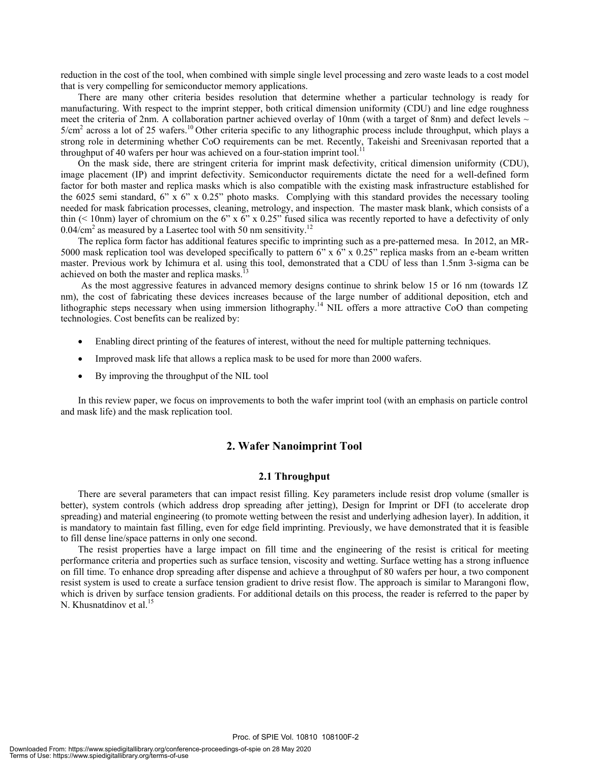reduction in the cost of the tool, when combined with simple single level processing and zero waste leads to a cost model that is very compelling for semiconductor memory applications.

There are many other criteria besides resolution that determine whether a particular technology is ready for manufacturing. With respect to the imprint stepper, both critical dimension uniformity (CDU) and line edge roughness meet the criteria of 2nm. A collaboration partner achieved overlay of 10nm (with a target of 8nm) and defect levels ~ 5/cm$^2$ across a lot of 25 wafers.[10] Other criteria specific to any lithographic process include throughput, which plays a strong role in determining whether CoO requirements can be met. Recently, Takeishi and Sreenivasan reported that a throughput of 40 wafers per hour was achieved on a four-station imprint tool.[11]

On the mask side, there are stringent criteria for imprint mask defectivity, critical dimension uniformity (CDU), image placement (IP) and imprint defectivity. Semiconductor requirements dictate the need for a well-defined form factor for both master and replica masks which is also compatible with the existing mask infrastructure established for the 6025 semi standard, 6" x 6" x 0.25" photo masks. Complying with this standard provides the necessary tooling needed for mask fabrication processes, cleaning, metrology, and inspection. The master mask blank, which consists of a thin (< 10nm) layer of chromium on the 6" x 6" x 0.25" fused silica was recently reported to have a defectivity of only 0.04/cm$^2$ as measured by a Lasertec tool with 50 nm sensitivity.[12]

The replica form factor has additional features specific to imprinting such as a pre-patterned mesa. In 2012, an MR-5000 mask replication tool was developed specifically to pattern 6" x 6" x 0.25" replica masks from an e-beam written master. Previous work by Ichimura et al. using this tool, demonstrated that a CDU of less than 1.5nm 3-sigma can be achieved on both the master and replica masks.[13]

As the most aggressive features in advanced memory designs continue to shrink below 15 or 16 nm (towards 1Z nm), the cost of fabricating these devices increases because of the large number of additional deposition, etch and lithographic steps necessary when using immersion lithography.[14] NIL offers a more attractive CoO than competing technologies. Cost benefits can be realized by:

- Enabling direct printing of the features of interest, without the need for multiple patterning techniques.
- Improved mask life that allows a replica mask to be used for more than 2000 wafers.
- By improving the throughput of the NIL tool

In this review paper, we focus on improvements to both the wafer imprint tool (with an emphasis on particle control and mask life) and the mask replication tool.

## 2. Wafer Nanoimprint Tool

### 2.1 Throughput

There are several parameters that can impact resist filling. Key parameters include resist drop volume (smaller is better), system controls (which address drop spreading after jetting), Design for Imprint or DFI (to accelerate drop spreading) and material engineering (to promote wetting between the resist and underlying adhesion layer). In addition, it is mandatory to maintain fast filling, even for edge field imprinting. Previously, we have demonstrated that it is feasible to fill dense line/space patterns in only one second.

The resist properties have a large impact on fill time and the engineering of the resist is critical for meeting performance criteria and properties such as surface tension, viscosity and wetting. Surface wetting has a strong influence on fill time. To enhance drop spreading after dispense and achieve a throughput of 80 wafers per hour, a two component resist system is used to create a surface tension gradient to drive resist flow. The approach is similar to Marangoni flow, which is driven by surface tension gradients. For additional details on this process, the reader is referred to the paper by N. Khusnatdinov et al.[15]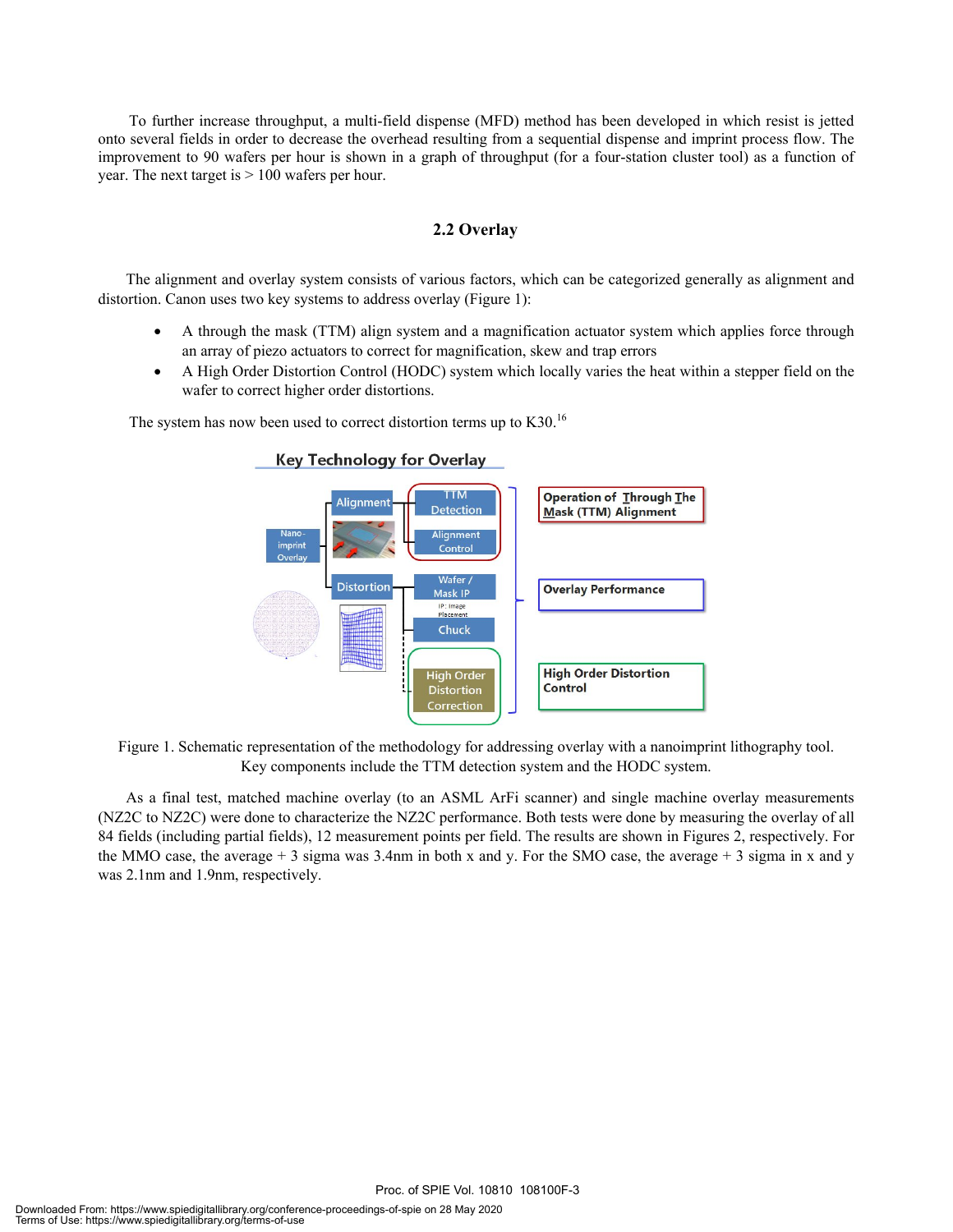To further increase throughput, a multi-field dispense (MFD) method has been developed in which resist is jetted onto several fields in order to decrease the overhead resulting from a sequential dispense and imprint process flow. The improvement to 90 wafers per hour is shown in a graph of throughput (for a four-station cluster tool) as a function of year. The next target is > 100 wafers per hour.

## 2.2 Overlay

The alignment and overlay system consists of various factors, which can be categorized generally as alignment and distortion. Canon uses two key systems to address overlay (Figure 1):

- A through the mask (TTM) align system and a magnification actuator system which applies force through an array of piezo actuators to correct for magnification, skew and trap errors
- A High Order Distortion Control (HODC) system which locally varies the heat within a stepper field on the wafer to correct higher order distortions.

The system has now been used to correct distortion terms up to K30.[16]

Figure 1. Schematic representation of the methodology for addressing overlay with a nanoimprint lithography tool. Key components include the TTM detection system and the HODC system.

As a final test, matched machine overlay (to an ASML ArFi scanner) and single machine overlay measurements (NZ2C to NZ2C) were done to characterize the NZ2C performance. Both tests were done by measuring the overlay of all 84 fields (including partial fields), 12 measurement points per field. The results are shown in Figures 2, respectively. For the MMO case, the average + 3 sigma was 3.4nm in both x and y. For the SMO case, the average + 3 sigma in x and y was 2.1nm and 1.9nm, respectively.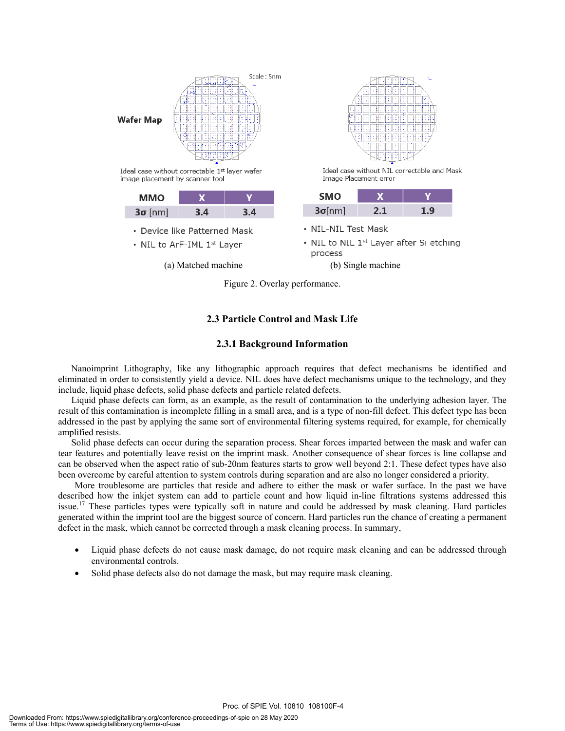Wafer Map

Scale : 5nm

Ideal case without correctable 1st layer wafer image placement by scanner tool

| MMO | X | Y |
| --- | --- | --- |
| 3σ [nm] | 3.4 | 3.4 |

- Device like Patterned Mask
- NIL to ArF-IML 1st Layer

(a) Matched machine

Ideal case without NIL correctable and Mask Image Placement error

| SMO | X | Y |
| --- | --- | --- |
| 3σ[nm] | 2.1 | 1.9 |

- NIL-NIL Test Mask
- NIL to NIL 1st Layer after Si etching process

(b) Single machine

Figure 2. Overlay performance.

### 2.3 Particle Control and Mask Life

#### 2.3.1 Background Information

Nanoimprint Lithography, like any lithographic approach requires that defect mechanisms be identified and eliminated in order to consistently yield a device. NIL does have defect mechanisms unique to the technology, and they include, liquid phase defects, solid phase defects and particle related defects.

Liquid phase defects can form, as an example, as the result of contamination to the underlying adhesion layer. The result of this contamination is incomplete filling in a small area, and is a type of non-fill defect. This defect type has been addressed in the past by applying the same sort of environmental filtering systems required, for example, for chemically amplified resists.

Solid phase defects can occur during the separation process. Shear forces imparted between the mask and wafer can tear features and potentially leave resist on the imprint mask. Another consequence of shear forces is line collapse and can be observed when the aspect ratio of sub-20nm features starts to grow well beyond 2:1. These defect types have also been overcome by careful attention to system controls during separation and are also no longer considered a priority.

More troublesome are particles that reside and adhere to either the mask or wafer surface. In the past we have described how the inkjet system can add to particle count and how liquid in-line filtrations systems addressed this issue.[17] These particles types were typically soft in nature and could be addressed by mask cleaning. Hard particles generated within the imprint tool are the biggest source of concern. Hard particles run the chance of creating a permanent defect in the mask, which cannot be corrected through a mask cleaning process. In summary,

- Liquid phase defects do not cause mask damage, do not require mask cleaning and can be addressed through environmental controls.
- Solid phase defects also do not damage the mask, but may require mask cleaning.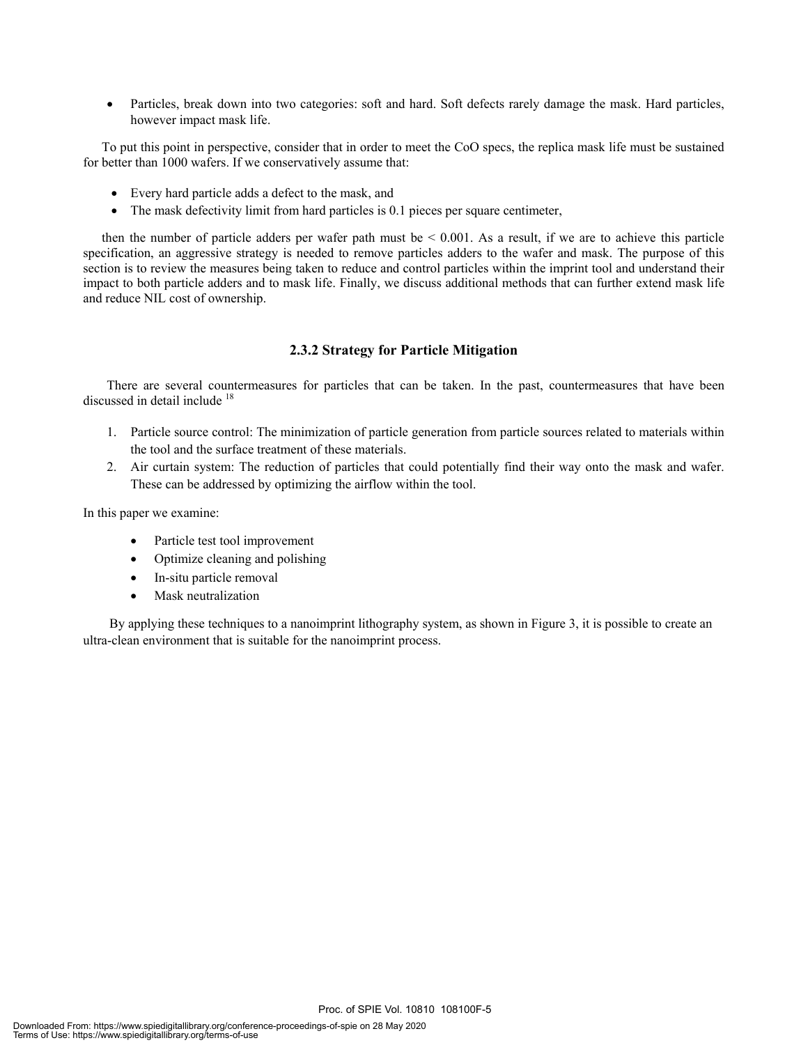- Particles, break down into two categories: soft and hard. Soft defects rarely damage the mask. Hard particles, however impact mask life.

To put this point in perspective, consider that in order to meet the CoO specs, the replica mask life must be sustained for better than 1000 wafers. If we conservatively assume that:

- Every hard particle adds a defect to the mask, and
- The mask defectivity limit from hard particles is 0.1 pieces per square centimeter,

then the number of particle adders per wafer path must be $< 0.001$. As a result, if we are to achieve this particle specification, an aggressive strategy is needed to remove particles adders to the wafer and mask. The purpose of this section is to review the measures being taken to reduce and control particles within the imprint tool and understand their impact to both particle adders and to mask life. Finally, we discuss additional methods that can further extend mask life and reduce NIL cost of ownership.

### 2.3.2 Strategy for Particle Mitigation

There are several countermeasures for particles that can be taken. In the past, countermeasures that have been discussed in detail include [18]

1. Particle source control: The minimization of particle generation from particle sources related to materials within the tool and the surface treatment of these materials.
2. Air curtain system: The reduction of particles that could potentially find their way onto the mask and wafer. These can be addressed by optimizing the airflow within the tool.

In this paper we examine:

- Particle test tool improvement
- Optimize cleaning and polishing
- In-situ particle removal
- Mask neutralization

By applying these techniques to a nanoimprint lithography system, as shown in Figure 3, it is possible to create an ultra-clean environment that is suitable for the nanoimprint process.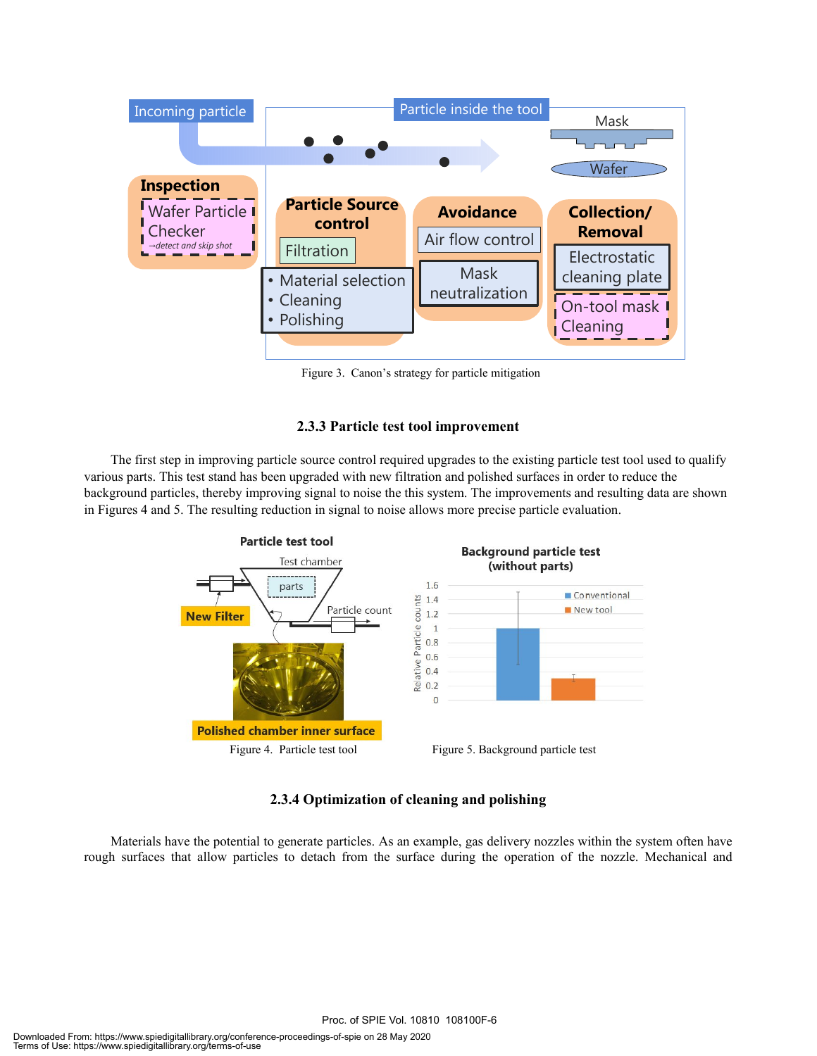Figure 3. Canon's strategy for particle mitigation

### 2.3.3 Particle test tool improvement

The first step in improving particle source control required upgrades to the existing particle test tool used to qualify various parts. This test stand has been upgraded with new filtration and polished surfaces in order to reduce the background particles, thereby improving signal to noise the this system. The improvements and resulting data are shown in Figures 4 and 5. The resulting reduction in signal to noise allows more precise particle evaluation.

Figure 4. Particle test tool

Figure 5. Background particle test

### 2.3.4 Optimization of cleaning and polishing

Materials have the potential to generate particles. As an example, gas delivery nozzles within the system often have rough surfaces that allow particles to detach from the surface during the operation of the nozzle. Mechanical and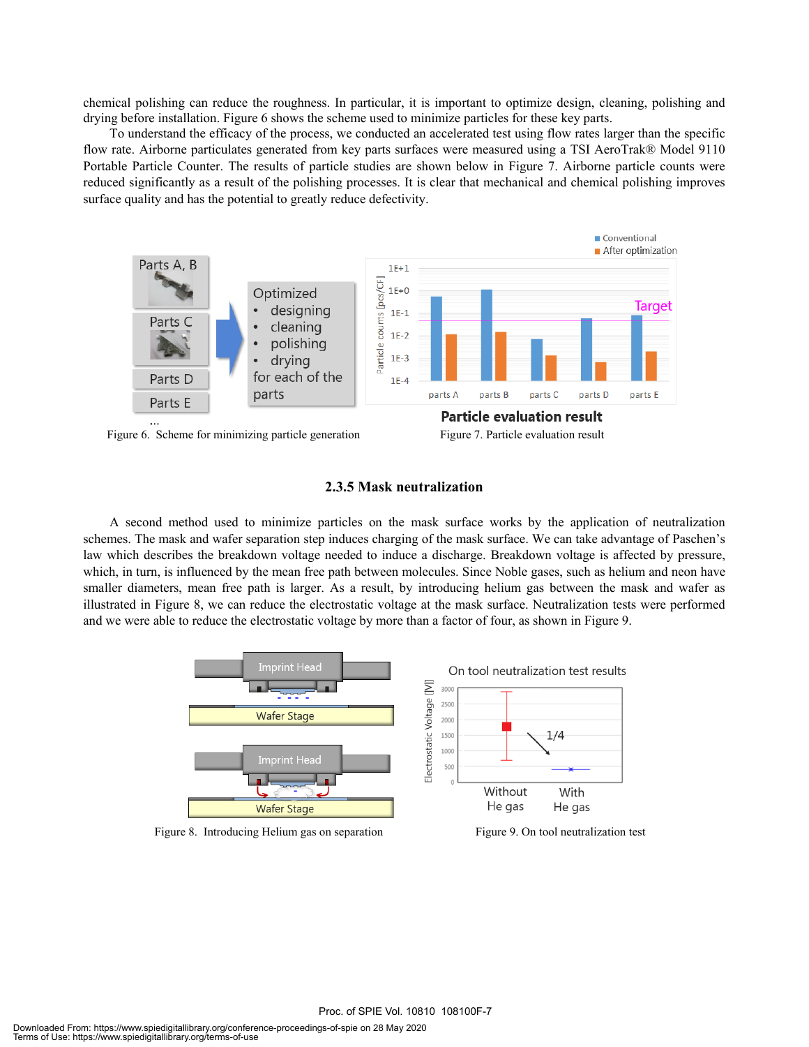chemical polishing can reduce the roughness. In particular, it is important to optimize design, cleaning, polishing and drying before installation. Figure 6 shows the scheme used to minimize particles for these key parts.

To understand the efficacy of the process, we conducted an accelerated test using flow rates larger than the specific flow rate. Airborne particulates generated from key parts surfaces were measured using a TSI AeroTrak® Model 9110 Portable Particle Counter. The results of particle studies are shown below in Figure 7. Airborne particle counts were reduced significantly as a result of the polishing processes. It is clear that mechanical and chemical polishing improves surface quality and has the potential to greatly reduce defectivity.

Figure 6. Scheme for minimizing particle generation

Figure 7. Particle evaluation result

### 2.3.5 Mask neutralization

A second method used to minimize particles on the mask surface works by the application of neutralization schemes. The mask and wafer separation step induces charging of the mask surface. We can take advantage of Paschen's law which describes the breakdown voltage needed to induce a discharge. Breakdown voltage is affected by pressure, which, in turn, is influenced by the mean free path between molecules. Since Noble gases, such as helium and neon have smaller diameters, mean free path is larger. As a result, by introducing helium gas between the mask and wafer as illustrated in Figure 8, we can reduce the electrostatic voltage at the mask surface. Neutralization tests were performed and we were able to reduce the electrostatic voltage by more than a factor of four, as shown in Figure 9.

Figure 8. Introducing Helium gas on separation

Figure 9. On tool neutralization test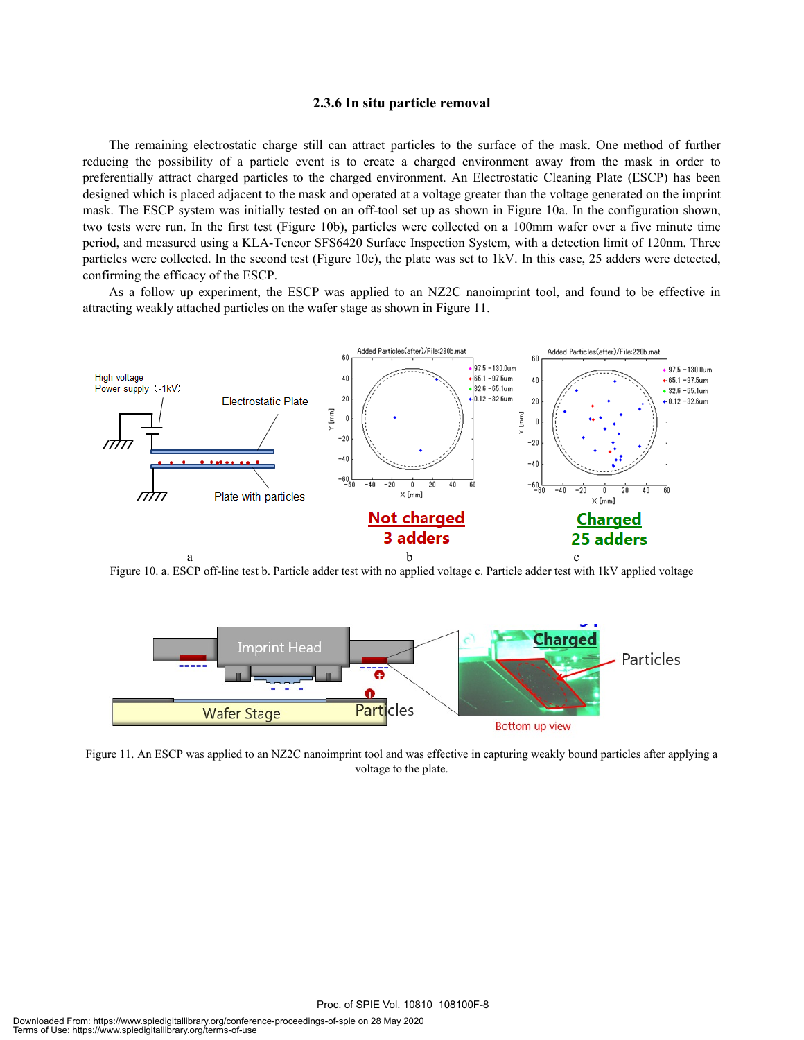### 2.3.6 In situ particle removal

The remaining electrostatic charge still can attract particles to the surface of the mask. One method of further reducing the possibility of a particle event is to create a charged environment away from the mask in order to preferentially attract charged particles to the charged environment. An Electrostatic Cleaning Plate (ESCP) has been designed which is placed adjacent to the mask and operated at a voltage greater than the voltage generated on the imprint mask. The ESCP system was initially tested on an off-tool set up as shown in Figure 10a. In the configuration shown, two tests were run. In the first test (Figure 10b), particles were collected on a 100mm wafer over a five minute time period, and measured using a KLA-Tencor SFS6420 Surface Inspection System, with a detection limit of 120nm. Three particles were collected. In the second test (Figure 10c), the plate was set to 1kV. In this case, 25 adders were detected, confirming the efficacy of the ESCP.

As a follow up experiment, the ESCP was applied to an NZ2C nanoimprint tool, and found to be effective in attracting weakly attached particles on the wafer stage as shown in Figure 11.

Figure 10. a. ESCP off-line test b. Particle adder test with no applied voltage c. Particle adder test with 1kV applied voltage

Figure 11. An ESCP was applied to an NZ2C nanoimprint tool and was effective in capturing weakly bound particles after applying a voltage to the plate.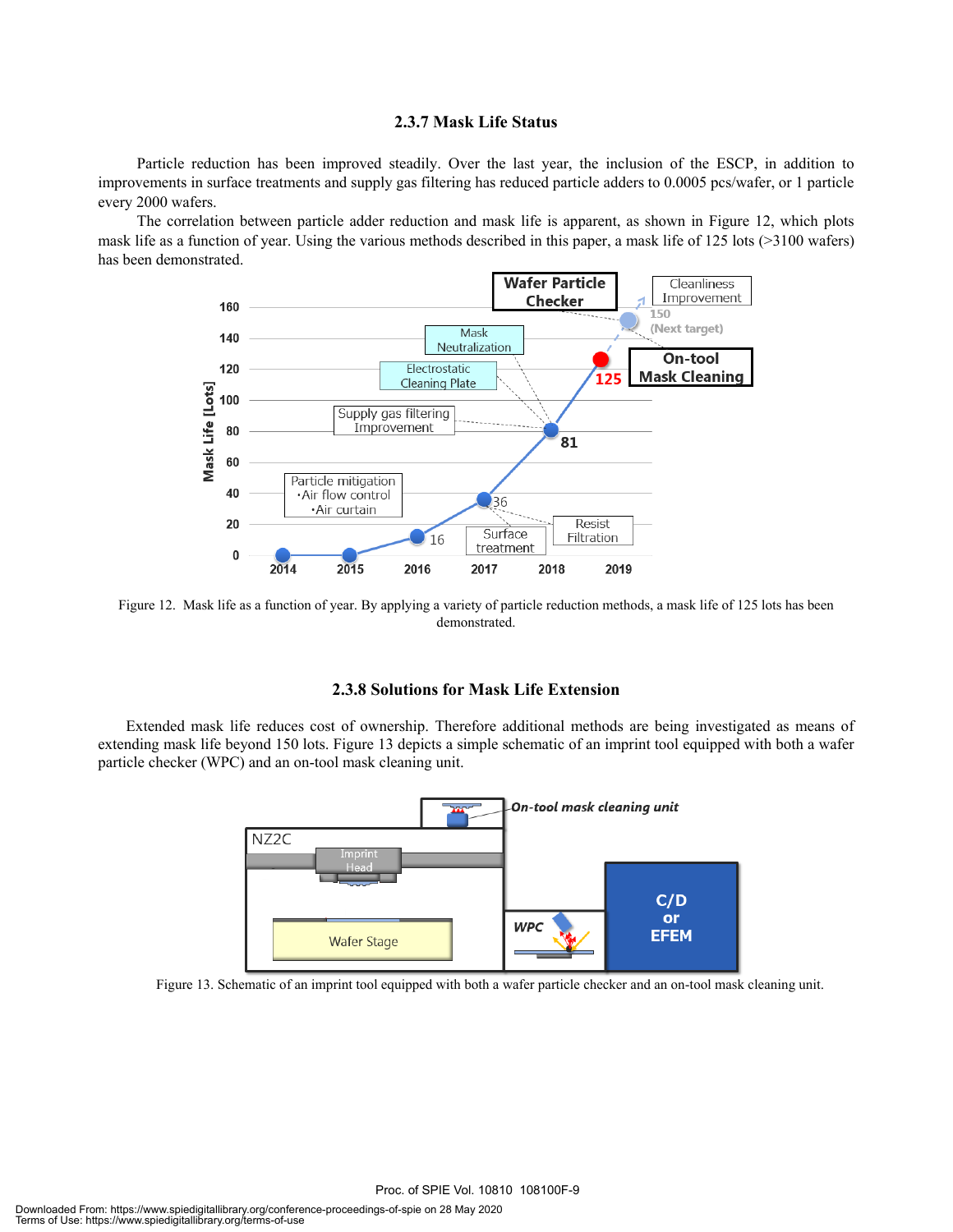### 2.3.7 Mask Life Status

Particle reduction has been improved steadily. Over the last year, the inclusion of the ESCP, in addition to improvements in surface treatments and supply gas filtering has reduced particle adders to 0.0005 pcs/wafer, or 1 particle every 2000 wafers.

The correlation between particle adder reduction and mask life is apparent, as shown in Figure 12, which plots mask life as a function of year. Using the various methods described in this paper, a mask life of 125 lots (>3100 wafers) has been demonstrated.

Figure 12. Mask life as a function of year. By applying a variety of particle reduction methods, a mask life of 125 lots has been demonstrated.

### 2.3.8 Solutions for Mask Life Extension

Extended mask life reduces cost of ownership. Therefore additional methods are being investigated as means of extending mask life beyond 150 lots. Figure 13 depicts a simple schematic of an imprint tool equipped with both a wafer particle checker (WPC) and an on-tool mask cleaning unit.

Figure 13. Schematic of an imprint tool equipped with both a wafer particle checker and an on-tool mask cleaning unit.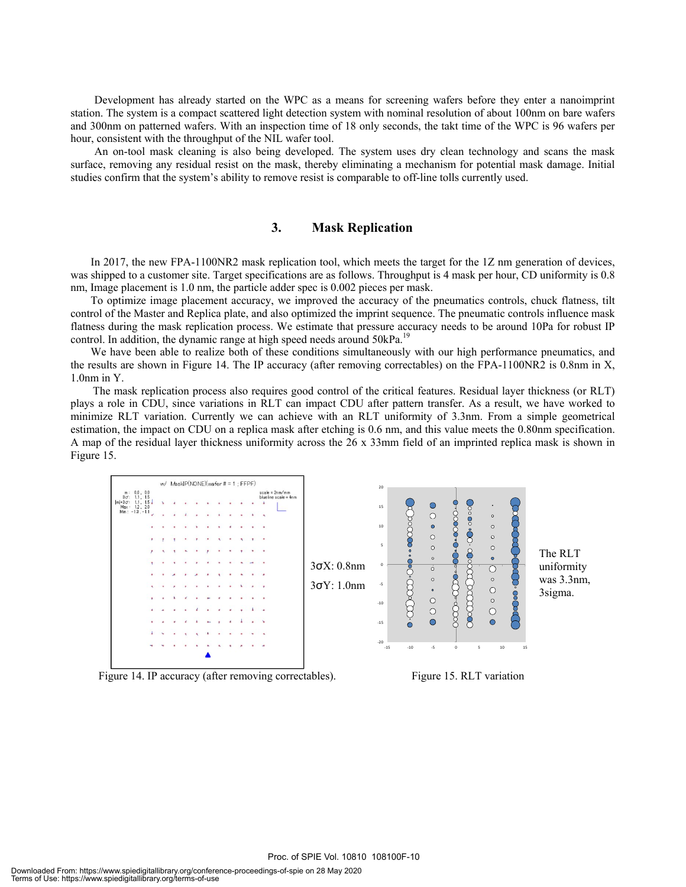Development has already started on the WPC as a means for screening wafers before they enter a nanoimprint station. The system is a compact scattered light detection system with nominal resolution of about 100nm on bare wafers and 300nm on patterned wafers. With an inspection time of 18 only seconds, the takt time of the WPC is 96 wafers per hour, consistent with the throughput of the NIL wafer tool.

An on-tool mask cleaning is also being developed. The system uses dry clean technology and scans the mask surface, removing any residual resist on the mask, thereby eliminating a mechanism for potential mask damage. Initial studies confirm that the system's ability to remove resist is comparable to off-line tolls currently used.

## 3. Mask Replication

In 2017, the new FPA-1100NR2 mask replication tool, which meets the target for the 1Z nm generation of devices, was shipped to a customer site. Target specifications are as follows. Throughput is 4 mask per hour, CD uniformity is 0.8 nm, Image placement is 1.0 nm, the particle adder spec is 0.002 pieces per mask.

To optimize image placement accuracy, we improved the accuracy of the pneumatics controls, chuck flatness, tilt control of the Master and Replica plate, and also optimized the imprint sequence. The pneumatic controls influence mask flatness during the mask replication process. We estimate that pressure accuracy needs to be around 10Pa for robust IP control. In addition, the dynamic range at high speed needs around 50kPa.[19]

We have been able to realize both of these conditions simultaneously with our high performance pneumatics, and the results are shown in Figure 14. The IP accuracy (after removing correctables) on the FPA-1100NR2 is 0.8nm in X, 1.0nm in Y.

The mask replication process also requires good control of the critical features. Residual layer thickness (or RLT) plays a role in CDU, since variations in RLT can impact CDU after pattern transfer. As a result, we have worked to minimize RLT variation. Currently we can achieve with an RLT uniformity of 3.3nm. From a simple geometrical estimation, the impact on CDU on a replica mask after etching is 0.6 nm, and this value meets the 0.80nm specification. A map of the residual layer thickness uniformity across the 26 x 33mm field of an imprinted replica mask is shown in Figure 15.

3σX: 0.8nm

3σY: 1.0nm

Figure 14. IP accuracy (after removing correctables).

The RLT uniformity was 3.3nm, 3sigma.

Figure 15. RLT variation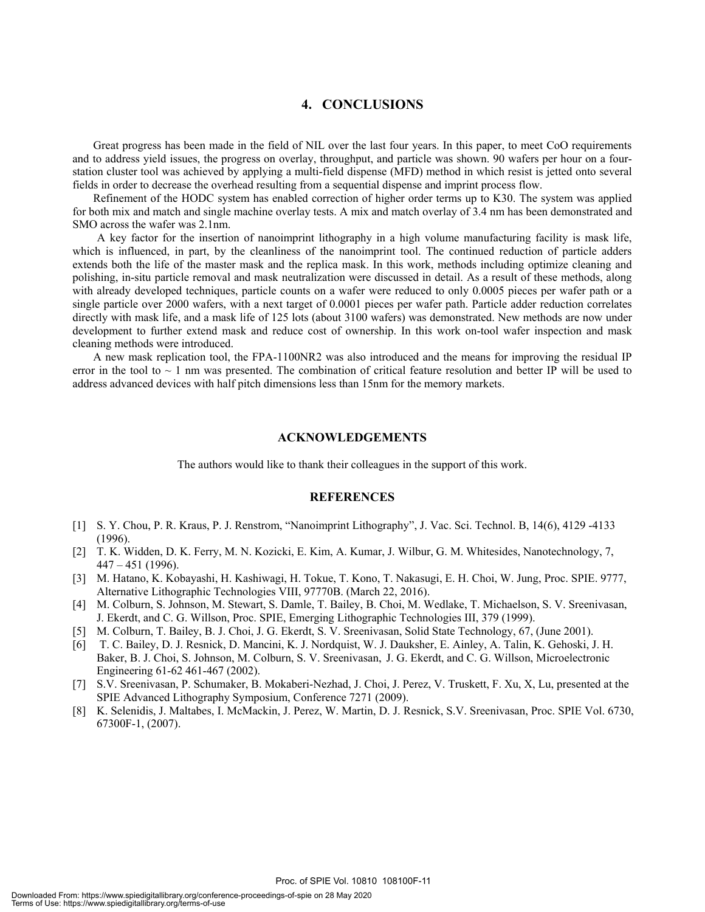# 4. CONCLUSIONS

Great progress has been made in the field of NIL over the last four years. In this paper, to meet CoO requirements and to address yield issues, the progress on overlay, throughput, and particle was shown. 90 wafers per hour on a four-station cluster tool was achieved by applying a multi-field dispense (MFD) method in which resist is jetted onto several fields in order to decrease the overhead resulting from a sequential dispense and imprint process flow.

Refinement of the HODC system has enabled correction of higher order terms up to K30. The system was applied for both mix and match and single machine overlay tests. A mix and match overlay of 3.4 nm has been demonstrated and SMO across the wafer was 2.1nm.

A key factor for the insertion of nanoimprint lithography in a high volume manufacturing facility is mask life, which is influenced, in part, by the cleanliness of the nanoimprint tool. The continued reduction of particle adders extends both the life of the master mask and the replica mask. In this work, methods including optimize cleaning and polishing, in-situ particle removal and mask neutralization were discussed in detail. As a result of these methods, along with already developed techniques, particle counts on a wafer were reduced to only 0.0005 pieces per wafer path or a single particle over 2000 wafers, with a next target of 0.0001 pieces per wafer path. Particle adder reduction correlates directly with mask life, and a mask life of 125 lots (about 3100 wafers) was demonstrated. New methods are now under development to further extend mask and reduce cost of ownership. In this work on-tool wafer inspection and mask cleaning methods were introduced.

A new mask replication tool, the FPA-1100NR2 was also introduced and the means for improving the residual IP error in the tool to ~ 1 nm was presented. The combination of critical feature resolution and better IP will be used to address advanced devices with half pitch dimensions less than 15nm for the memory markets.

## ACKNOWLEDGEMENTS

The authors would like to thank their colleagues in the support of this work.

## REFERENCES

[1] S. Y. Chou, P. R. Kraus, P. J. Renstrom, "Nanoimprint Lithography", J. Vac. Sci. Technol. B, 14(6), 4129 -4133 (1996).

[2] T. K. Widden, D. K. Ferry, M. N. Kozicki, E. Kim, A. Kumar, J. Wilbur, G. M. Whitesides, Nanotechnology, 7, 447 – 451 (1996).

[3] M. Hatano, K. Kobayashi, H. Kashiwagi, H. Tokue, T. Kono, T. Nakasugi, E. H. Choi, W. Jung, Proc. SPIE. 9777, Alternative Lithographic Technologies VIII, 97770B. (March 22, 2016).

[4] M. Colburn, S. Johnson, M. Stewart, S. Damle, T. Bailey, B. Choi, M. Wedlake, T. Michaelson, S. V. Sreenivasan, J. Ekerdt, and C. G. Willson, Proc. SPIE, Emerging Lithographic Technologies III, 379 (1999).

[5] M. Colburn, T. Bailey, B. J. Choi, J. G. Ekerdt, S. V. Sreenivasan, Solid State Technology, 67, (June 2001).

[6] T. C. Bailey, D. J. Resnick, D. Mancini, K. J. Nordquist, W. J. Dauksher, E. Ainley, A. Talin, K. Gehoski, J. H. Baker, B. J. Choi, S. Johnson, M. Colburn, S. V. Sreenivasan, J. G. Ekerdt, and C. G. Willson, Microelectronic Engineering 61-62 461-467 (2002).

[7] S.V. Sreenivasan, P. Schumaker, B. Mokaberi-Nezhad, J. Choi, J. Perez, V. Truskett, F. Xu, X, Lu, presented at the SPIE Advanced Lithography Symposium, Conference 7271 (2009).

[8] K. Selenidis, J. Maltabes, I. McMackin, J. Perez, W. Martin, D. J. Resnick, S.V. Sreenivasan, Proc. SPIE Vol. 6730, 67300F-1, (2007).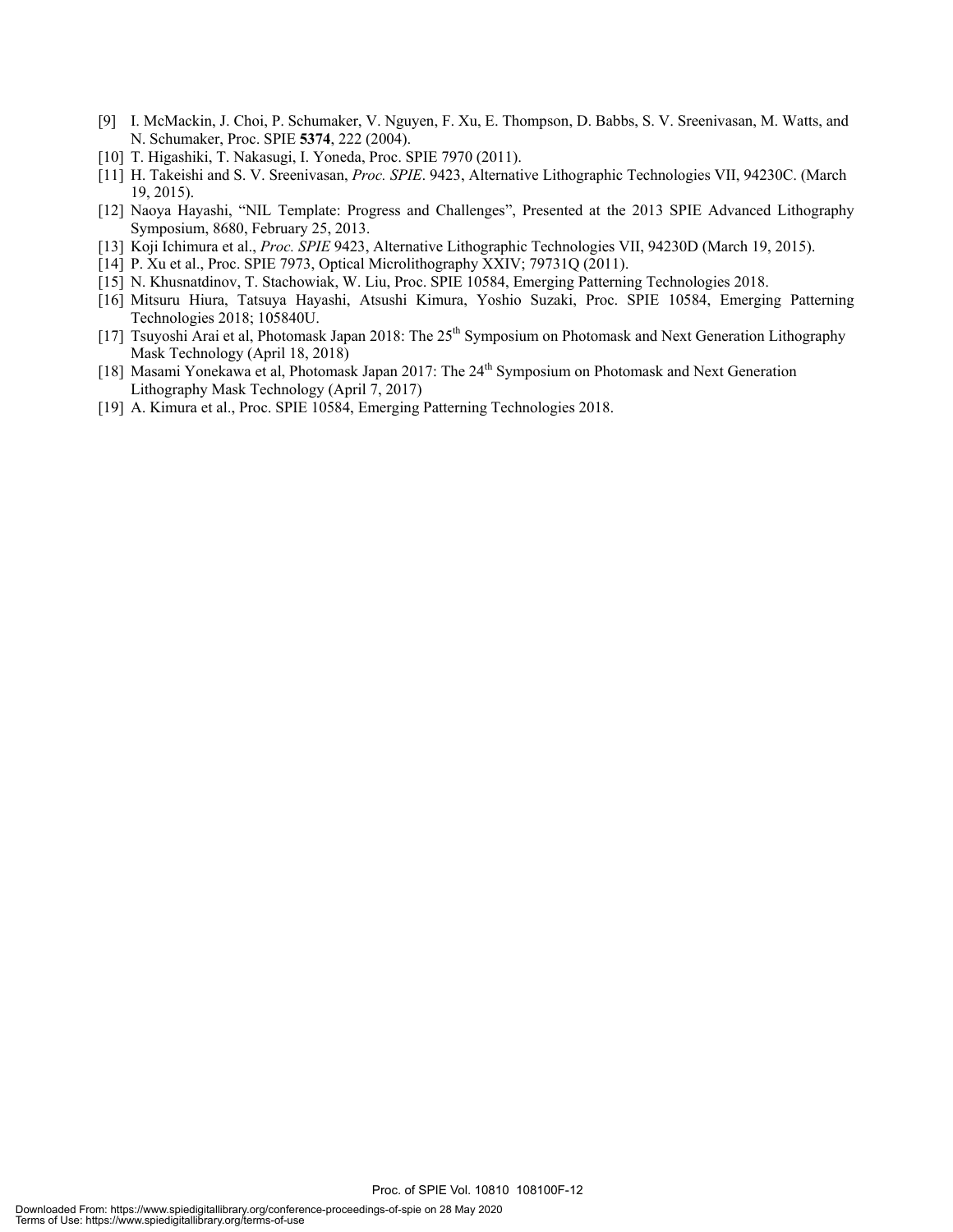[9] I. McMackin, J. Choi, P. Schumaker, V. Nguyen, F. Xu, E. Thompson, D. Babbs, S. V. Sreenivasan, M. Watts, and N. Schumaker, Proc. SPIE **5374**, 222 (2004).

[10] T. Higashiki, T. Nakasugi, I. Yoneda, Proc. SPIE 7970 (2011).

[11] H. Takeishi and S. V. Sreenivasan, *Proc. SPIE*. 9423, Alternative Lithographic Technologies VII, 94230C. (March 19, 2015).

[12] Naoya Hayashi, "NIL Template: Progress and Challenges", Presented at the 2013 SPIE Advanced Lithography Symposium, 8680, February 25, 2013.

[13] Koji Ichimura et al., *Proc. SPIE* 9423, Alternative Lithographic Technologies VII, 94230D (March 19, 2015).

[14] P. Xu et al., Proc. SPIE 7973, Optical Microlithography XXIV; 79731Q (2011).

[15] N. Khusnatdinov, T. Stachowiak, W. Liu, Proc. SPIE 10584, Emerging Patterning Technologies 2018.

[16] Mitsuru Hiura, Tatsuya Hayashi, Atsushi Kimura, Yoshio Suzaki, Proc. SPIE 10584, Emerging Patterning Technologies 2018; 105840U.

[17] Tsuyoshi Arai et al, Photomask Japan 2018: The 25th Symposium on Photomask and Next Generation Lithography Mask Technology (April 18, 2018)

[18] Masami Yonekawa et al, Photomask Japan 2017: The 24th Symposium on Photomask and Next Generation Lithography Mask Technology (April 7, 2017)

[19] A. Kimura et al., Proc. SPIE 10584, Emerging Patterning Technologies 2018.